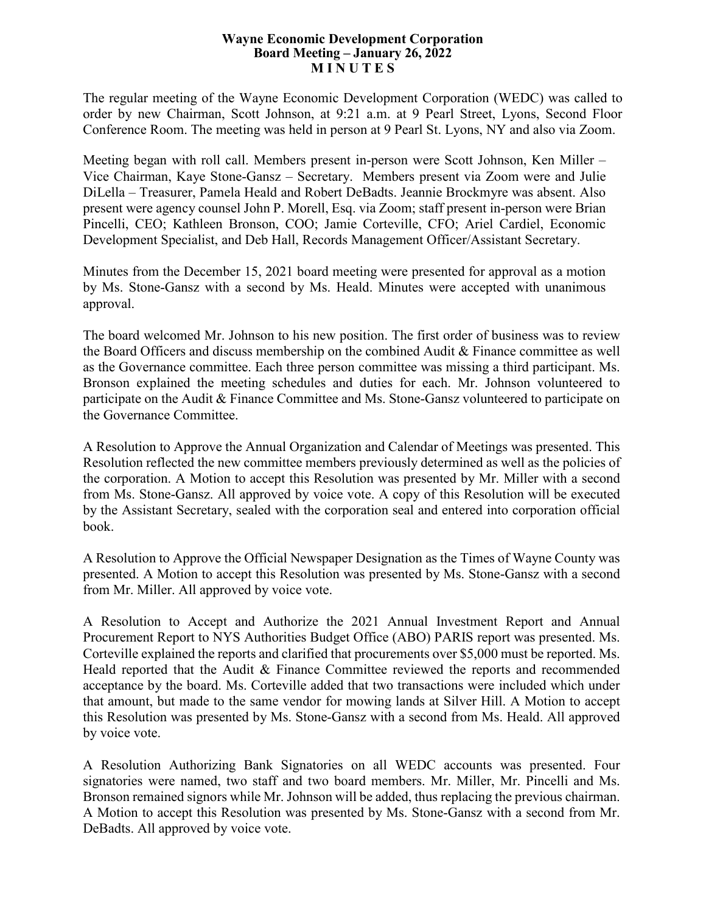**Wayne Economic Development Corporation**
**Board Meeting – January 26, 2022**
**M I N U T E S**

The regular meeting of the Wayne Economic Development Corporation (WEDC) was called to order by new Chairman, Scott Johnson, at 9:21 a.m. at 9 Pearl Street, Lyons, Second Floor Conference Room. The meeting was held in person at 9 Pearl St. Lyons, NY and also via Zoom.

Meeting began with roll call. Members present in-person were Scott Johnson, Ken Miller – Vice Chairman, Kaye Stone-Gansz – Secretary. Members present via Zoom were and Julie DiLella – Treasurer, Pamela Heald and Robert DeBadts. Jeannie Brockmyre was absent. Also present were agency counsel John P. Morell, Esq. via Zoom; staff present in-person were Brian Pincelli, CEO; Kathleen Bronson, COO; Jamie Corteville, CFO; Ariel Cardiel, Economic Development Specialist, and Deb Hall, Records Management Officer/Assistant Secretary.

Minutes from the December 15, 2021 board meeting were presented for approval as a motion by Ms. Stone-Gansz with a second by Ms. Heald. Minutes were accepted with unanimous approval.

The board welcomed Mr. Johnson to his new position. The first order of business was to review the Board Officers and discuss membership on the combined Audit & Finance committee as well as the Governance committee. Each three person committee was missing a third participant. Ms. Bronson explained the meeting schedules and duties for each. Mr. Johnson volunteered to participate on the Audit & Finance Committee and Ms. Stone-Gansz volunteered to participate on the Governance Committee.

A Resolution to Approve the Annual Organization and Calendar of Meetings was presented. This Resolution reflected the new committee members previously determined as well as the policies of the corporation. A Motion to accept this Resolution was presented by Mr. Miller with a second from Ms. Stone-Gansz. All approved by voice vote. A copy of this Resolution will be executed by the Assistant Secretary, sealed with the corporation seal and entered into corporation official book.

A Resolution to Approve the Official Newspaper Designation as the Times of Wayne County was presented. A Motion to accept this Resolution was presented by Ms. Stone-Gansz with a second from Mr. Miller. All approved by voice vote.

A Resolution to Accept and Authorize the 2021 Annual Investment Report and Annual Procurement Report to NYS Authorities Budget Office (ABO) PARIS report was presented. Ms. Corteville explained the reports and clarified that procurements over $5,000 must be reported. Ms. Heald reported that the Audit & Finance Committee reviewed the reports and recommended acceptance by the board. Ms. Corteville added that two transactions were included which under that amount, but made to the same vendor for mowing lands at Silver Hill. A Motion to accept this Resolution was presented by Ms. Stone-Gansz with a second from Ms. Heald. All approved by voice vote.

A Resolution Authorizing Bank Signatories on all WEDC accounts was presented. Four signatories were named, two staff and two board members. Mr. Miller, Mr. Pincelli and Ms. Bronson remained signors while Mr. Johnson will be added, thus replacing the previous chairman. A Motion to accept this Resolution was presented by Ms. Stone-Gansz with a second from Mr. DeBadts. All approved by voice vote.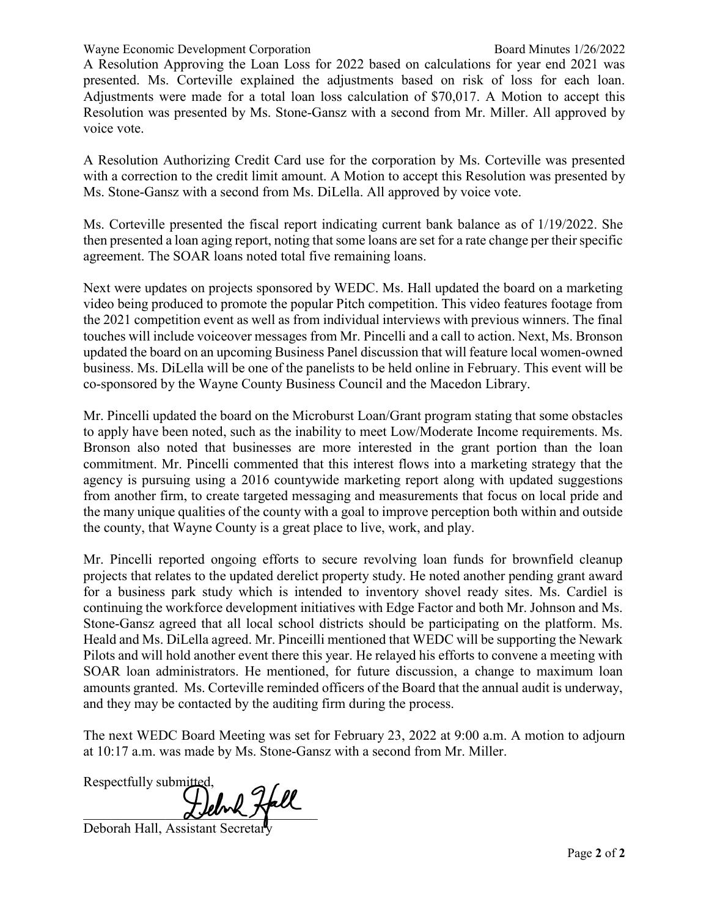A Resolution Approving the Loan Loss for 2022 based on calculations for year end 2021 was presented. Ms. Corteville explained the adjustments based on risk of loss for each loan. Adjustments were made for a total loan loss calculation of $70,017. A Motion to accept this Resolution was presented by Ms. Stone-Gansz with a second from Mr. Miller. All approved by voice vote.

A Resolution Authorizing Credit Card use for the corporation by Ms. Corteville was presented with a correction to the credit limit amount. A Motion to accept this Resolution was presented by Ms. Stone-Gansz with a second from Ms. DiLella. All approved by voice vote.

Ms. Corteville presented the fiscal report indicating current bank balance as of 1/19/2022. She then presented a loan aging report, noting that some loans are set for a rate change per their specific agreement. The SOAR loans noted total five remaining loans.

Next were updates on projects sponsored by WEDC. Ms. Hall updated the board on a marketing video being produced to promote the popular Pitch competition. This video features footage from the 2021 competition event as well as from individual interviews with previous winners. The final touches will include voiceover messages from Mr. Pincelli and a call to action. Next, Ms. Bronson updated the board on an upcoming Business Panel discussion that will feature local women-owned business. Ms. DiLella will be one of the panelists to be held online in February. This event will be co-sponsored by the Wayne County Business Council and the Macedon Library.

Mr. Pincelli updated the board on the Microburst Loan/Grant program stating that some obstacles to apply have been noted, such as the inability to meet Low/Moderate Income requirements. Ms. Bronson also noted that businesses are more interested in the grant portion than the loan commitment. Mr. Pincelli commented that this interest flows into a marketing strategy that the agency is pursuing using a 2016 countywide marketing report along with updated suggestions from another firm, to create targeted messaging and measurements that focus on local pride and the many unique qualities of the county with a goal to improve perception both within and outside the county, that Wayne County is a great place to live, work, and play.

Mr. Pincelli reported ongoing efforts to secure revolving loan funds for brownfield cleanup projects that relates to the updated derelict property study. He noted another pending grant award for a business park study which is intended to inventory shovel ready sites. Ms. Cardiel is continuing the workforce development initiatives with Edge Factor and both Mr. Johnson and Ms. Stone-Gansz agreed that all local school districts should be participating on the platform. Ms. Heald and Ms. DiLella agreed. Mr. Pinceilli mentioned that WEDC will be supporting the Newark Pilots and will hold another event there this year. He relayed his efforts to convene a meeting with SOAR loan administrators. He mentioned, for future discussion, a change to maximum loan amounts granted. Ms. Corteville reminded officers of the Board that the annual audit is underway, and they may be contacted by the auditing firm during the process.

The next WEDC Board Meeting was set for February 23, 2022 at 9:00 a.m. A motion to adjourn at 10:17 a.m. was made by Ms. Stone-Gansz with a second from Mr. Miller.

Respectfully submitted,

Deborah Hall

Deborah Hall, Assistant Secretary